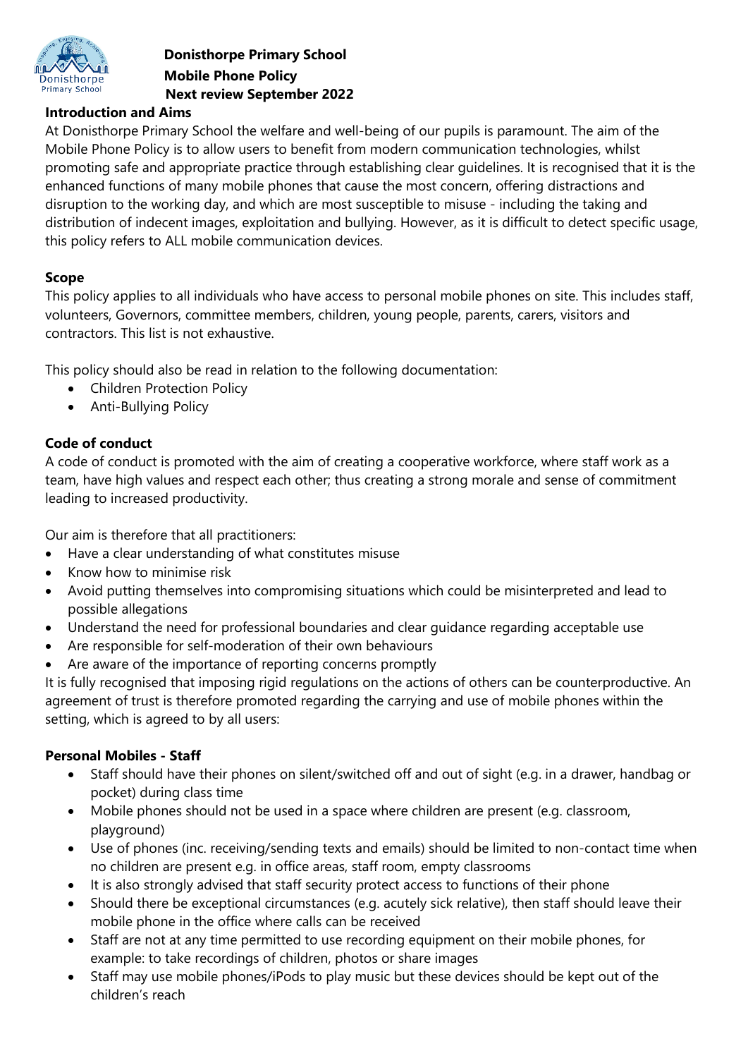# Donisthorpe Primary School

## Mobile Phone Policy

**Next review September 2022**

### Introduction and Aims

At Donisthorpe Primary School the welfare and well-being of our pupils is paramount. The aim of the Mobile Phone Policy is to allow users to benefit from modern communication technologies, whilst promoting safe and appropriate practice through establishing clear guidelines. It is recognised that it is the enhanced functions of many mobile phones that cause the most concern, offering distractions and disruption to the working day, and which are most susceptible to misuse - including the taking and distribution of indecent images, exploitation and bullying. However, as it is difficult to detect specific usage, this policy refers to ALL mobile communication devices.

### Scope

This policy applies to all individuals who have access to personal mobile phones on site. This includes staff, volunteers, Governors, committee members, children, young people, parents, carers, visitors and contractors. This list is not exhaustive.

This policy should also be read in relation to the following documentation:

- Children Protection Policy
- Anti-Bullying Policy

### Code of conduct

A code of conduct is promoted with the aim of creating a cooperative workforce, where staff work as a team, have high values and respect each other; thus creating a strong morale and sense of commitment leading to increased productivity.

Our aim is therefore that all practitioners:

- Have a clear understanding of what constitutes misuse
- Know how to minimise risk
- Avoid putting themselves into compromising situations which could be misinterpreted and lead to possible allegations
- Understand the need for professional boundaries and clear guidance regarding acceptable use
- Are responsible for self-moderation of their own behaviours
- Are aware of the importance of reporting concerns promptly

It is fully recognised that imposing rigid regulations on the actions of others can be counterproductive. An agreement of trust is therefore promoted regarding the carrying and use of mobile phones within the setting, which is agreed to by all users:

### Personal Mobiles - Staff

- Staff should have their phones on silent/switched off and out of sight (e.g. in a drawer, handbag or pocket) during class time
- Mobile phones should not be used in a space where children are present (e.g. classroom, playground)
- Use of phones (inc. receiving/sending texts and emails) should be limited to non-contact time when no children are present e.g. in office areas, staff room, empty classrooms
- It is also strongly advised that staff security protect access to functions of their phone
- Should there be exceptional circumstances (e.g. acutely sick relative), then staff should leave their mobile phone in the office where calls can be received
- Staff are not at any time permitted to use recording equipment on their mobile phones, for example: to take recordings of children, photos or share images
- Staff may use mobile phones/iPods to play music but these devices should be kept out of the children's reach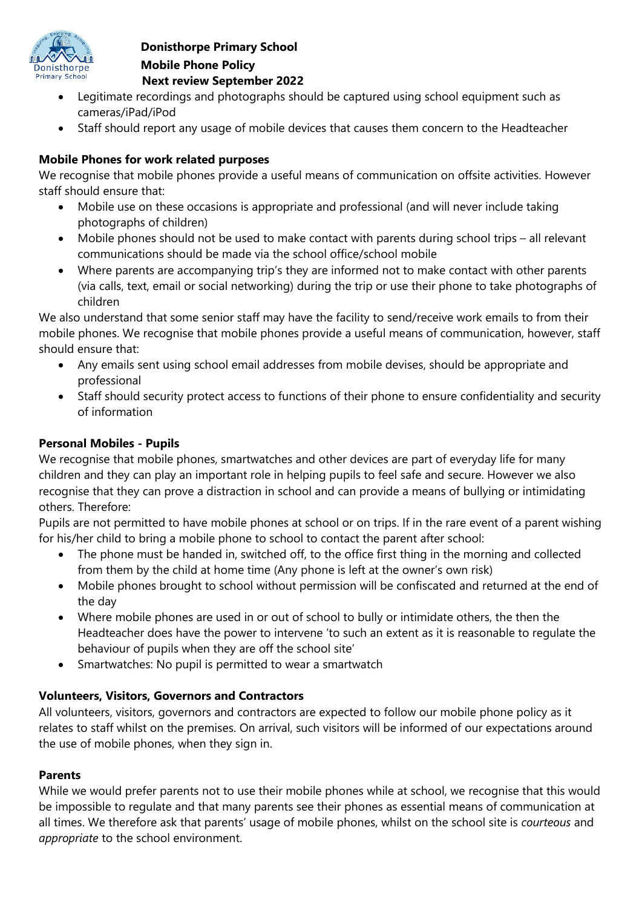- Legitimate recordings and photographs should be captured using school equipment such as cameras/iPad/iPod
- Staff should report any usage of mobile devices that causes them concern to the Headteacher

**Mobile Phones for work related purposes**

We recognise that mobile phones provide a useful means of communication on offsite activities. However staff should ensure that:

- Mobile use on these occasions is appropriate and professional (and will never include taking photographs of children)
- Mobile phones should not be used to make contact with parents during school trips – all relevant communications should be made via the school office/school mobile
- Where parents are accompanying trip's they are informed not to make contact with other parents (via calls, text, email or social networking) during the trip or use their phone to take photographs of children

We also understand that some senior staff may have the facility to send/receive work emails to from their mobile phones. We recognise that mobile phones provide a useful means of communication, however, staff should ensure that:

- Any emails sent using school email addresses from mobile devises, should be appropriate and professional
- Staff should security protect access to functions of their phone to ensure confidentiality and security of information

**Personal Mobiles - Pupils**

We recognise that mobile phones, smartwatches and other devices are part of everyday life for many children and they can play an important role in helping pupils to feel safe and secure. However we also recognise that they can prove a distraction in school and can provide a means of bullying or intimidating others. Therefore:

Pupils are not permitted to have mobile phones at school or on trips. If in the rare event of a parent wishing for his/her child to bring a mobile phone to school to contact the parent after school:

- The phone must be handed in, switched off, to the office first thing in the morning and collected from them by the child at home time (Any phone is left at the owner's own risk)
- Mobile phones brought to school without permission will be confiscated and returned at the end of the day
- Where mobile phones are used in or out of school to bully or intimidate others, the then the Headteacher does have the power to intervene 'to such an extent as it is reasonable to regulate the behaviour of pupils when they are off the school site'
- Smartwatches: No pupil is permitted to wear a smartwatch

**Volunteers, Visitors, Governors and Contractors**

All volunteers, visitors, governors and contractors are expected to follow our mobile phone policy as it relates to staff whilst on the premises. On arrival, such visitors will be informed of our expectations around the use of mobile phones, when they sign in.

**Parents**

While we would prefer parents not to use their mobile phones while at school, we recognise that this would be impossible to regulate and that many parents see their phones as essential means of communication at all times. We therefore ask that parents' usage of mobile phones, whilst on the school site is *courteous* and *appropriate* to the school environment.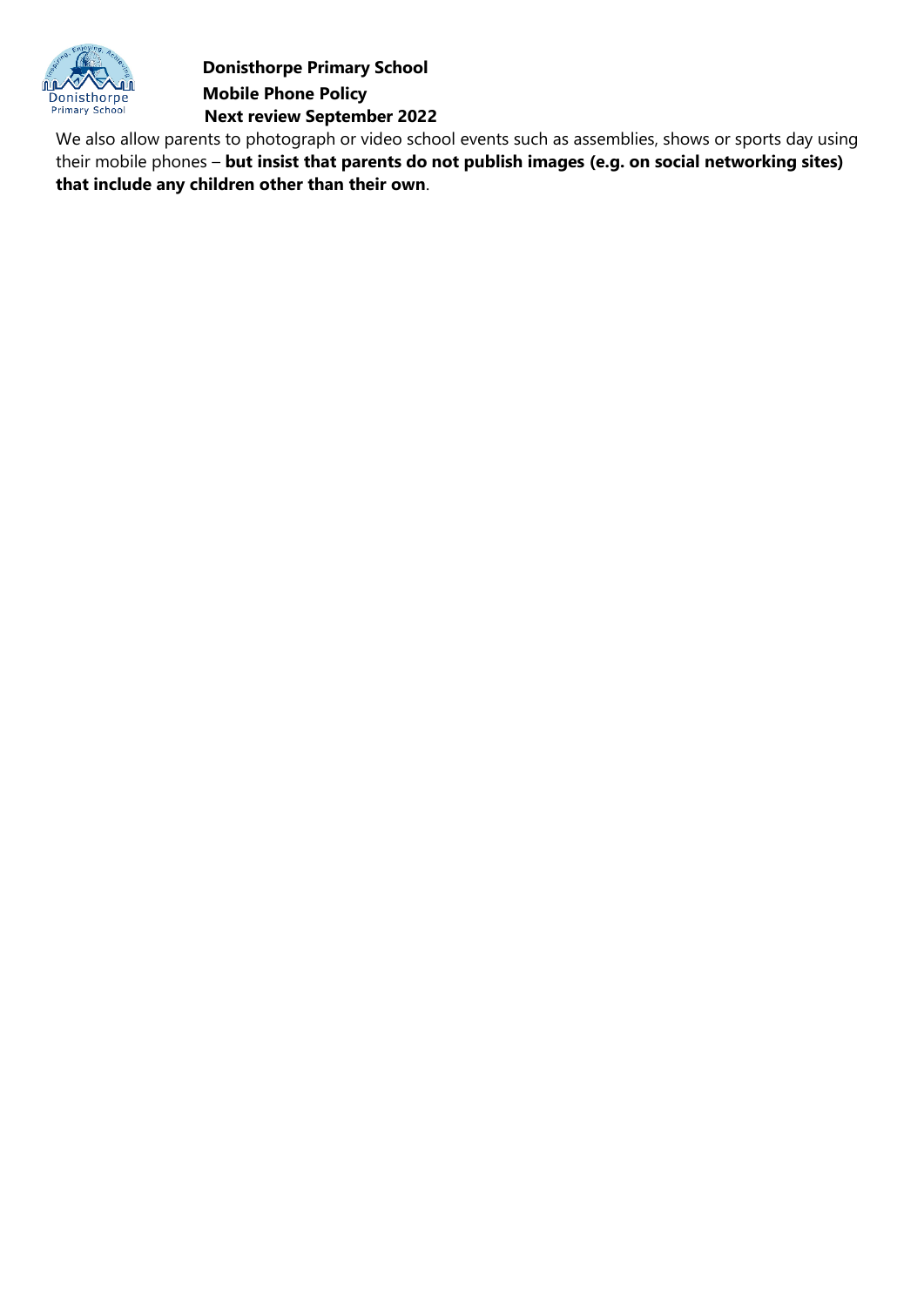We also allow parents to photograph or video school events such as assemblies, shows or sports day using their mobile phones – **but insist that parents do not publish images (e.g. on social networking sites) that include any children other than their own**.